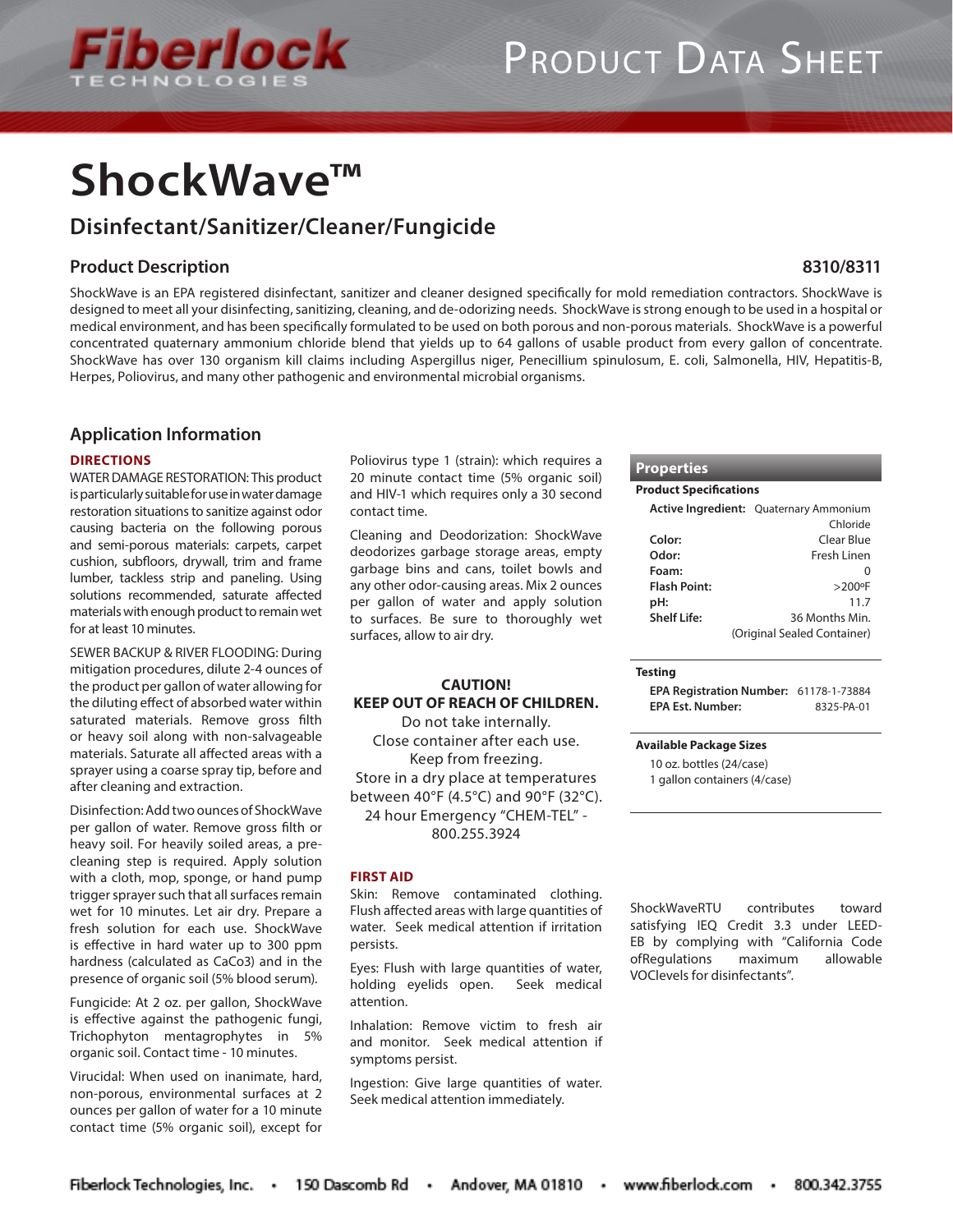# ShockWave™

## Disinfectant/Sanitizer/Cleaner/Fungicide

## Product Description

**8310/8311**

ShockWave is an EPA registered disinfectant, sanitizer and cleaner designed specifically for mold remediation contractors. ShockWave is designed to meet all your disinfecting, sanitizing, cleaning, and de-odorizing needs. ShockWave is strong enough to be used in a hospital or medical environment, and has been specifically formulated to be used on both porous and non-porous materials. ShockWave is a powerful concentrated quaternary ammonium chloride blend that yields up to 64 gallons of usable product from every gallon of concentrate. ShockWave has over 130 organism kill claims including Aspergillus niger, Penecillium spinulosum, E. coli, Salmonella, HIV, Hepatitis-B, Herpes, Poliovirus, and many other pathogenic and environmental microbial organisms.

## Application Information

### DIRECTIONS

WATER DAMAGE RESTORATION: This product is particularly suitable for use in water damage restoration situations to sanitize against odor causing bacteria on the following porous and semi-porous materials: carpets, carpet cushion, subfloors, drywall, trim and frame lumber, tackless strip and paneling. Using solutions recommended, saturate affected materials with enough product to remain wet for at least 10 minutes.

SEWER BACKUP & RIVER FLOODING: During mitigation procedures, dilute 2-4 ounces of the product per gallon of water allowing for the diluting effect of absorbed water within saturated materials. Remove gross filth or heavy soil along with non-salvageable materials. Saturate all affected areas with a sprayer using a coarse spray tip, before and after cleaning and extraction.

Disinfection: Add two ounces of ShockWave per gallon of water. Remove gross filth or heavy soil. For heavily soiled areas, a pre-cleaning step is required. Apply solution with a cloth, mop, sponge, or hand pump trigger sprayer such that all surfaces remain wet for 10 minutes. Let air dry. Prepare a fresh solution for each use. ShockWave is effective in hard water up to 300 ppm hardness (calculated as $CaCO_3$) and in the presence of organic soil (5% blood serum).

Fungicide: At 2 oz. per gallon, ShockWave is effective against the pathogenic fungi, Trichophyton mentagrophytes in 5% organic soil. Contact time - 10 minutes.

Virucidal: When used on inanimate, hard, non-porous, environmental surfaces at 2 ounces per gallon of water for a 10 minute contact time (5% organic soil), except for Poliovirus type 1 (strain): which requires a 20 minute contact time (5% organic soil) and HIV-1 which requires only a 30 second contact time.

Cleaning and Deodorization: ShockWave deodorizes garbage storage areas, empty garbage bins and cans, toilet bowls and any other odor-causing areas. Mix 2 ounces per gallon of water and apply solution to surfaces. Be sure to thoroughly wet surfaces, allow to air dry.

**CAUTION!**
**KEEP OUT OF REACH OF CHILDREN.**
Do not take internally.
Close container after each use.
Keep from freezing.
Store in a dry place at temperatures between 40°F (4.5°C) and 90°F (32°C).
24 hour Emergency "CHEM-TEL" - 800.255.3924

### FIRST AID

Skin: Remove contaminated clothing. Flush affected areas with large quantities of water. Seek medical attention if irritation persists.

Eyes: Flush with large quantities of water, holding eyelids open. Seek medical attention.

Inhalation: Remove victim to fresh air and monitor. Seek medical attention if symptoms persist.

Ingestion: Give large quantities of water. Seek medical attention immediately.

## Properties

**Product Specifications**

| | |
|---|---|
| **Active Ingredient:** | Quaternary Ammonium Chloride |
| **Color:** | Clear Blue |
| **Odor:** | Fresh Linen |
| **Foam:** | 0 |
| **Flash Point:** | >200ºF |
| **pH:** | 11.7 |
| **Shelf Life:** | 36 Months Min. (Original Sealed Container) |

**Testing**

| | |
|---|---|
| **EPA Registration Number:** | 61178-1-73884 |
| **EPA Est. Number:** | 8325-PA-01 |

**Available Package Sizes**

10 oz. bottles (24/case)
1 gallon containers (4/case)

ShockWaveRTU contributes toward satisfying IEQ Credit 3.3 under LEED-EB by complying with "California Code ofRegulations maximum allowable VOClevels for disinfectants".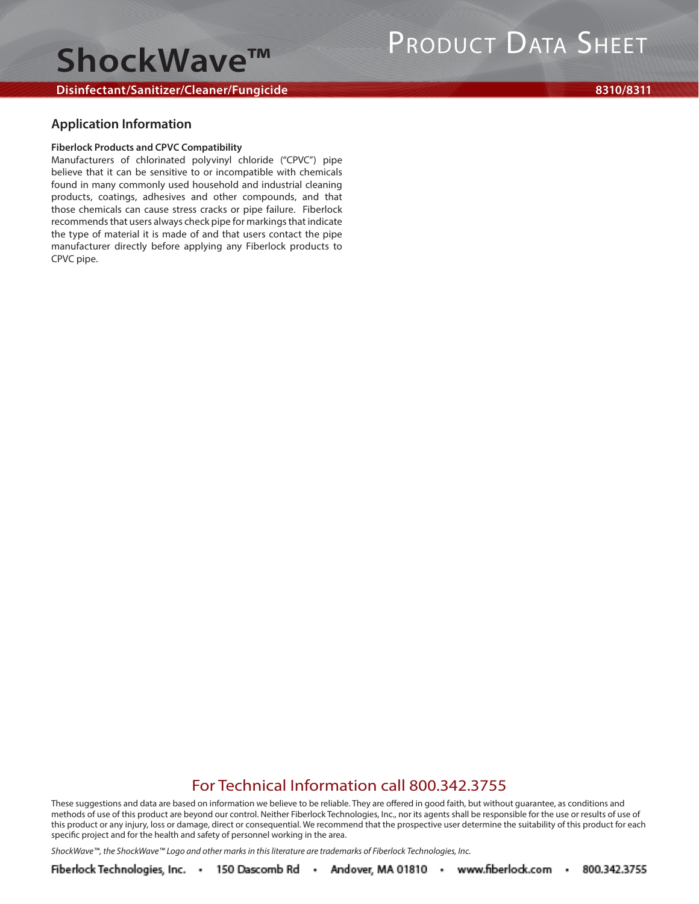## Application Information

**Fiberlock Products and CPVC Compatibility**

Manufacturers of chlorinated polyvinyl chloride ("CPVC") pipe believe that it can be sensitive to or incompatible with chemicals found in many commonly used household and industrial cleaning products, coatings, adhesives and other compounds, and that those chemicals can cause stress cracks or pipe failure. Fiberlock recommends that users always check pipe for markings that indicate the type of material it is made of and that users contact the pipe manufacturer directly before applying any Fiberlock products to CPVC pipe.

For Technical Information call 800.342.3755

These suggestions and data are based on information we believe to be reliable. They are offered in good faith, but without guarantee, as conditions and methods of use of this product are beyond our control. Neither Fiberlock Technologies, Inc., nor its agents shall be responsible for the use or results of use of this product or any injury, loss or damage, direct or consequential. We recommend that the prospective user determine the suitability of this product for each specific project and for the health and safety of personnel working in the area.

*ShockWave™, the ShockWave™ Logo and other marks in this literature are trademarks of Fiberlock Technologies, Inc.*

Fiberlock Technologies, Inc. • 150 Dascomb Rd • Andover, MA 01810 • www.fiberlock.com • 800.342.3755